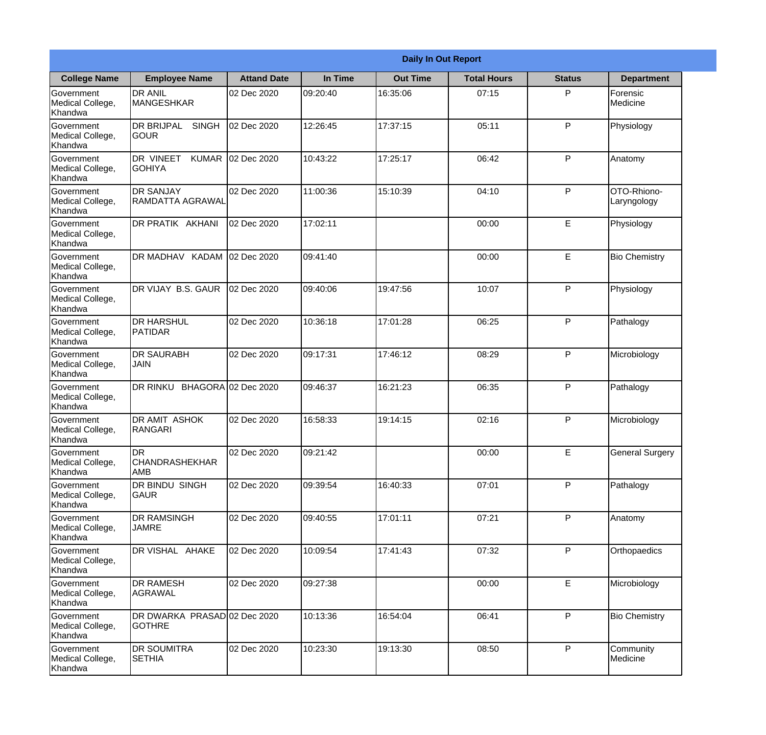| Daily In Out Report | | | | | | | |
|---|---|---|---|---|---|---|---|
| **College Name** | **Employee Name** | **Attand Date** | **In Time** | **Out Time** | **Total Hours** | **Status** | **Department** |
| Government Medical College, Khandwa | DR ANIL MANGESHKAR | 02 Dec 2020 | 09:20:40 | 16:35:06 | 07:15 | P | Forensic Medicine |
| Government Medical College, Khandwa | DR BRIJPAL SINGH GOUR | 02 Dec 2020 | 12:26:45 | 17:37:15 | 05:11 | P | Physiology |
| Government Medical College, Khandwa | DR VINEET KUMAR GOHIYA | 02 Dec 2020 | 10:43:22 | 17:25:17 | 06:42 | P | Anatomy |
| Government Medical College, Khandwa | DR SANJAY RAMDATTA AGRAWAL | 02 Dec 2020 | 11:00:36 | 15:10:39 | 04:10 | P | OTO-Rhiono-Laryngology |
| Government Medical College, Khandwa | DR PRATIK AKHANI | 02 Dec 2020 | 17:02:11 | | 00:00 | E | Physiology |
| Government Medical College, Khandwa | DR MADHAV KADAM | 02 Dec 2020 | 09:41:40 | | 00:00 | E | Bio Chemistry |
| Government Medical College, Khandwa | DR VIJAY B.S. GAUR | 02 Dec 2020 | 09:40:06 | 19:47:56 | 10:07 | P | Physiology |
| Government Medical College, Khandwa | DR HARSHUL PATIDAR | 02 Dec 2020 | 10:36:18 | 17:01:28 | 06:25 | P | Pathalogy |
| Government Medical College, Khandwa | DR SAURABH JAIN | 02 Dec 2020 | 09:17:31 | 17:46:12 | 08:29 | P | Microbiology |
| Government Medical College, Khandwa | DR RINKU BHAGORA | 02 Dec 2020 | 09:46:37 | 16:21:23 | 06:35 | P | Pathalogy |
| Government Medical College, Khandwa | DR AMIT ASHOK RANGARI | 02 Dec 2020 | 16:58:33 | 19:14:15 | 02:16 | P | Microbiology |
| Government Medical College, Khandwa | DR CHANDRASHEKHAR AMB | 02 Dec 2020 | 09:21:42 | | 00:00 | E | General Surgery |
| Government Medical College, Khandwa | DR BINDU SINGH GAUR | 02 Dec 2020 | 09:39:54 | 16:40:33 | 07:01 | P | Pathalogy |
| Government Medical College, Khandwa | DR RAMSINGH JAMRE | 02 Dec 2020 | 09:40:55 | 17:01:11 | 07:21 | P | Anatomy |
| Government Medical College, Khandwa | DR VISHAL AHAKE | 02 Dec 2020 | 10:09:54 | 17:41:43 | 07:32 | P | Orthopaedics |
| Government Medical College, Khandwa | DR RAMESH AGRAWAL | 02 Dec 2020 | 09:27:38 | | 00:00 | E | Microbiology |
| Government Medical College, Khandwa | DR DWARKA PRASAD GOTHRE | 02 Dec 2020 | 10:13:36 | 16:54:04 | 06:41 | P | Bio Chemistry |
| Government Medical College, Khandwa | DR SOUMITRA SETHIA | 02 Dec 2020 | 10:23:30 | 19:13:30 | 08:50 | P | Community Medicine |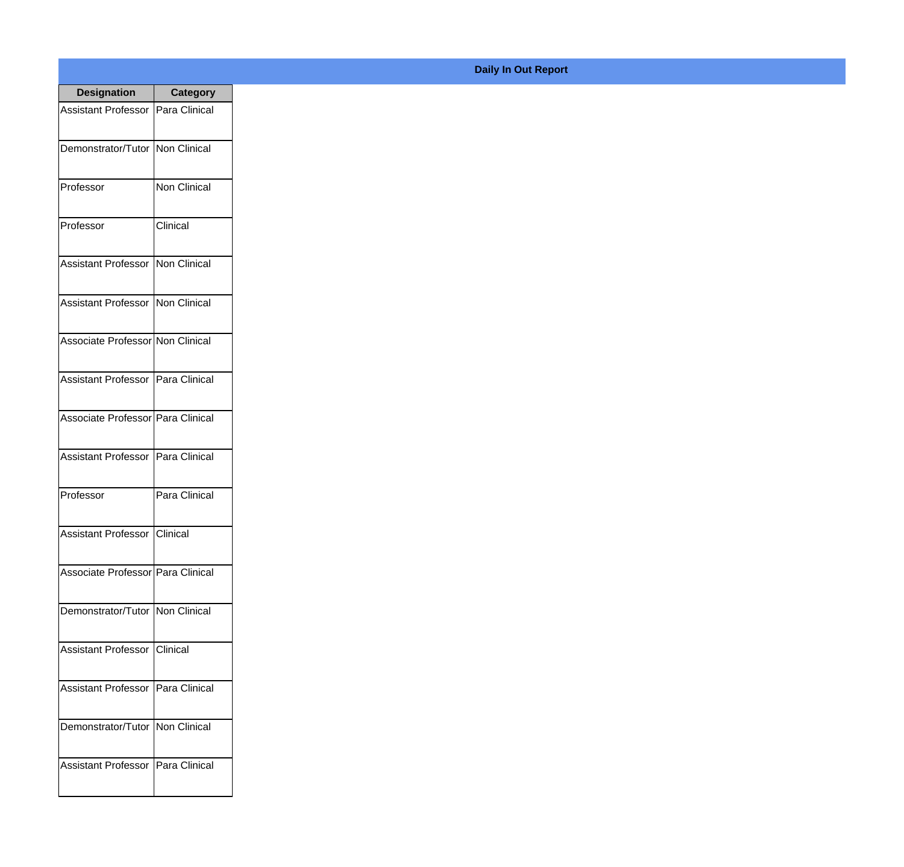## Daily In Out Report

| Designation | Category |
|---|---|
| Assistant Professor | Para Clinical |
| Demonstrator/Tutor | Non Clinical |
| Professor | Non Clinical |
| Professor | Clinical |
| Assistant Professor | Non Clinical |
| Assistant Professor | Non Clinical |
| Associate Professor | Non Clinical |
| Assistant Professor | Para Clinical |
| Associate Professor | Para Clinical |
| Assistant Professor | Para Clinical |
| Professor | Para Clinical |
| Assistant Professor | Clinical |
| Associate Professor | Para Clinical |
| Demonstrator/Tutor | Non Clinical |
| Assistant Professor | Clinical |
| Assistant Professor | Para Clinical |
| Demonstrator/Tutor | Non Clinical |
| Assistant Professor | Para Clinical |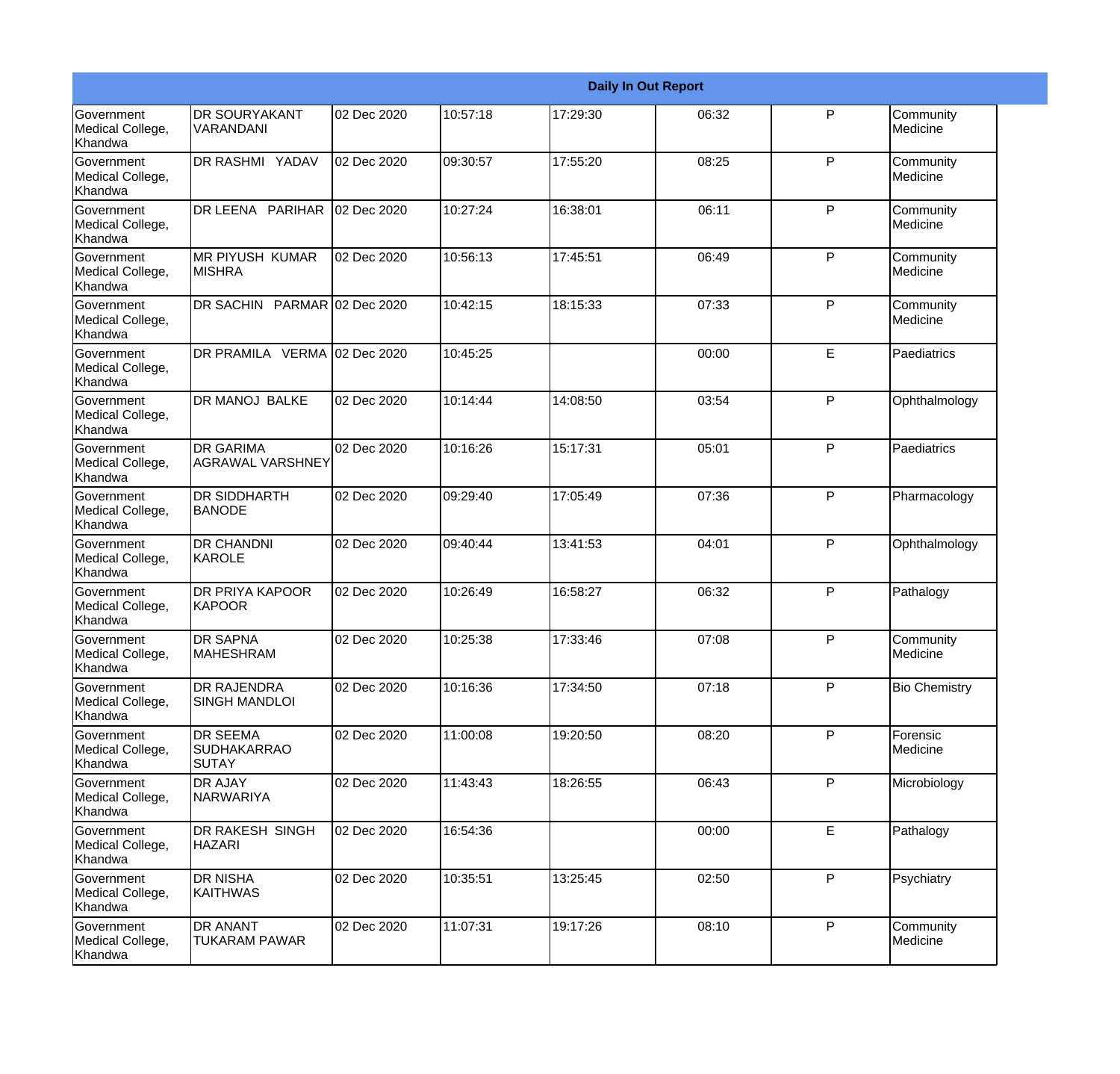| Daily In Out Report | | | | | | | |
|---|---|---|---|---|---|---|---|
| Government Medical College, Khandwa | DR SOURYAKANT VARANDANI | 02 Dec 2020 | 10:57:18 | 17:29:30 | 06:32 | P | Community Medicine |
| Government Medical College, Khandwa | DR RASHMI YADAV | 02 Dec 2020 | 09:30:57 | 17:55:20 | 08:25 | P | Community Medicine |
| Government Medical College, Khandwa | DR LEENA PARIHAR | 02 Dec 2020 | 10:27:24 | 16:38:01 | 06:11 | P | Community Medicine |
| Government Medical College, Khandwa | MR PIYUSH KUMAR MISHRA | 02 Dec 2020 | 10:56:13 | 17:45:51 | 06:49 | P | Community Medicine |
| Government Medical College, Khandwa | DR SACHIN PARMAR | 02 Dec 2020 | 10:42:15 | 18:15:33 | 07:33 | P | Community Medicine |
| Government Medical College, Khandwa | DR PRAMILA VERMA | 02 Dec 2020 | 10:45:25 | | 00:00 | E | Paediatrics |
| Government Medical College, Khandwa | DR MANOJ BALKE | 02 Dec 2020 | 10:14:44 | 14:08:50 | 03:54 | P | Ophthalmology |
| Government Medical College, Khandwa | DR GARIMA AGRAWAL VARSHNEY | 02 Dec 2020 | 10:16:26 | 15:17:31 | 05:01 | P | Paediatrics |
| Government Medical College, Khandwa | DR SIDDHARTH BANODE | 02 Dec 2020 | 09:29:40 | 17:05:49 | 07:36 | P | Pharmacology |
| Government Medical College, Khandwa | DR CHANDNI KAROLE | 02 Dec 2020 | 09:40:44 | 13:41:53 | 04:01 | P | Ophthalmology |
| Government Medical College, Khandwa | DR PRIYA KAPOOR KAPOOR | 02 Dec 2020 | 10:26:49 | 16:58:27 | 06:32 | P | Pathalogy |
| Government Medical College, Khandwa | DR SAPNA MAHESHRAM | 02 Dec 2020 | 10:25:38 | 17:33:46 | 07:08 | P | Community Medicine |
| Government Medical College, Khandwa | DR RAJENDRA SINGH MANDLOI | 02 Dec 2020 | 10:16:36 | 17:34:50 | 07:18 | P | Bio Chemistry |
| Government Medical College, Khandwa | DR SEEMA SUDHAKARRAO SUTAY | 02 Dec 2020 | 11:00:08 | 19:20:50 | 08:20 | P | Forensic Medicine |
| Government Medical College, Khandwa | DR AJAY NARWARIYA | 02 Dec 2020 | 11:43:43 | 18:26:55 | 06:43 | P | Microbiology |
| Government Medical College, Khandwa | DR RAKESH SINGH HAZARI | 02 Dec 2020 | 16:54:36 | | 00:00 | E | Pathalogy |
| Government Medical College, Khandwa | DR NISHA KAITHWAS | 02 Dec 2020 | 10:35:51 | 13:25:45 | 02:50 | P | Psychiatry |
| Government Medical College, Khandwa | DR ANANT TUKARAM PAWAR | 02 Dec 2020 | 11:07:31 | 19:17:26 | 08:10 | P | Community Medicine |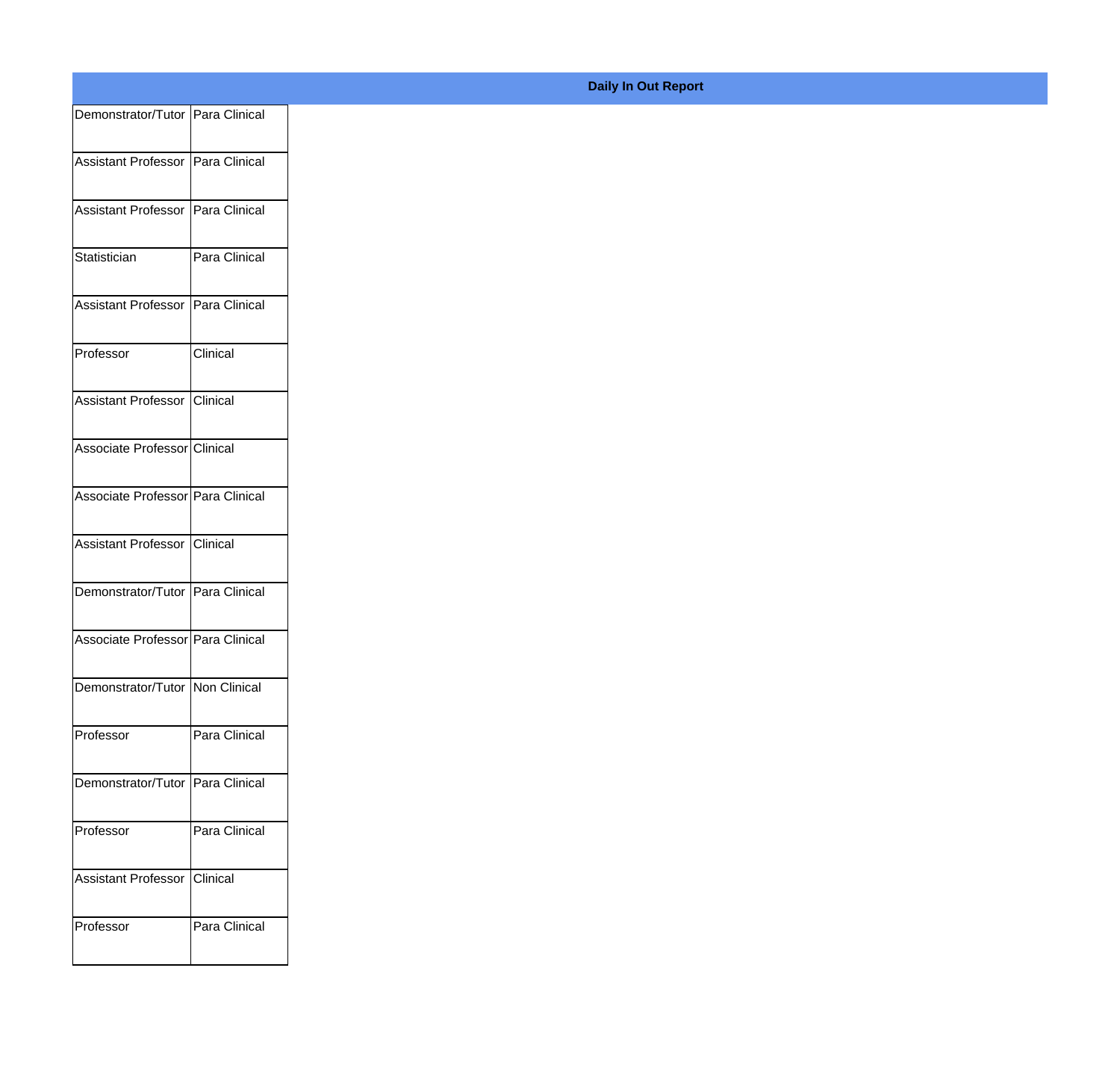**Daily In Out Report**

| | |
|---|---|
| Demonstrator/Tutor | Para Clinical |
| Assistant Professor | Para Clinical |
| Assistant Professor | Para Clinical |
| Statistician | Para Clinical |
| Assistant Professor | Para Clinical |
| Professor | Clinical |
| Assistant Professor | Clinical |
| Associate Professor | Clinical |
| Associate Professor | Para Clinical |
| Assistant Professor | Clinical |
| Demonstrator/Tutor | Para Clinical |
| Associate Professor | Para Clinical |
| Demonstrator/Tutor | Non Clinical |
| Professor | Para Clinical |
| Demonstrator/Tutor | Para Clinical |
| Professor | Para Clinical |
| Assistant Professor | Clinical |
| Professor | Para Clinical |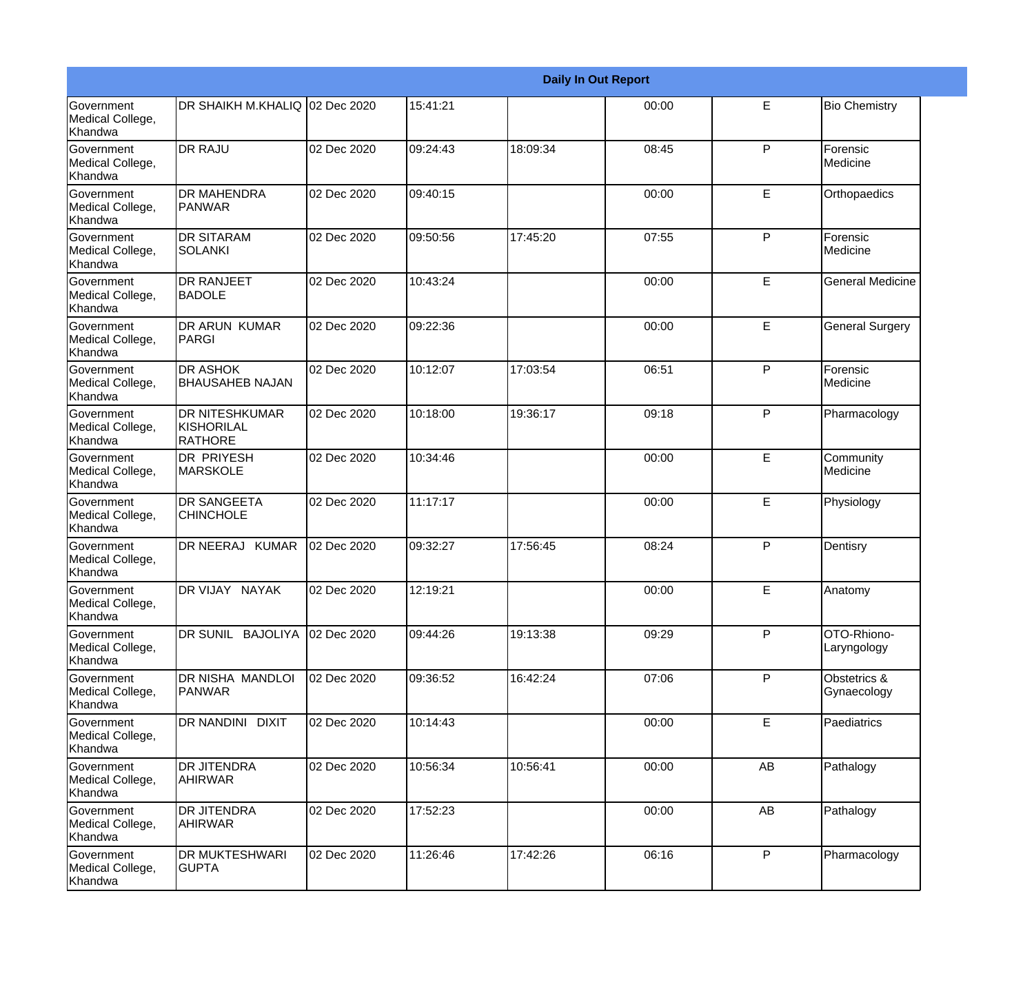| Daily In Out Report | | | | | | | |
|---|---|---|---|---|---|---|---|
| Government Medical College, Khandwa | DR SHAIKH M.KHALIQ | 02 Dec 2020 | 15:41:21 | | 00:00 | E | Bio Chemistry |
| Government Medical College, Khandwa | DR RAJU | 02 Dec 2020 | 09:24:43 | 18:09:34 | 08:45 | P | Forensic Medicine |
| Government Medical College, Khandwa | DR MAHENDRA PANWAR | 02 Dec 2020 | 09:40:15 | | 00:00 | E | Orthopaedics |
| Government Medical College, Khandwa | DR SITARAM SOLANKI | 02 Dec 2020 | 09:50:56 | 17:45:20 | 07:55 | P | Forensic Medicine |
| Government Medical College, Khandwa | DR RANJEET BADOLE | 02 Dec 2020 | 10:43:24 | | 00:00 | E | General Medicine |
| Government Medical College, Khandwa | DR ARUN KUMAR PARGI | 02 Dec 2020 | 09:22:36 | | 00:00 | E | General Surgery |
| Government Medical College, Khandwa | DR ASHOK BHAUSAHEB NAJAN | 02 Dec 2020 | 10:12:07 | 17:03:54 | 06:51 | P | Forensic Medicine |
| Government Medical College, Khandwa | DR NITESHKUMAR KISHORILAL RATHORE | 02 Dec 2020 | 10:18:00 | 19:36:17 | 09:18 | P | Pharmacology |
| Government Medical College, Khandwa | DR PRIYESH MARSKOLE | 02 Dec 2020 | 10:34:46 | | 00:00 | E | Community Medicine |
| Government Medical College, Khandwa | DR SANGEETA CHINCHOLE | 02 Dec 2020 | 11:17:17 | | 00:00 | E | Physiology |
| Government Medical College, Khandwa | DR NEERAJ KUMAR | 02 Dec 2020 | 09:32:27 | 17:56:45 | 08:24 | P | Dentisry |
| Government Medical College, Khandwa | DR VIJAY NAYAK | 02 Dec 2020 | 12:19:21 | | 00:00 | E | Anatomy |
| Government Medical College, Khandwa | DR SUNIL BAJOLIYA | 02 Dec 2020 | 09:44:26 | 19:13:38 | 09:29 | P | OTO-Rhiono-Laryngology |
| Government Medical College, Khandwa | DR NISHA MANDLOI PANWAR | 02 Dec 2020 | 09:36:52 | 16:42:24 | 07:06 | P | Obstetrics & Gynaecology |
| Government Medical College, Khandwa | DR NANDINI DIXIT | 02 Dec 2020 | 10:14:43 | | 00:00 | E | Paediatrics |
| Government Medical College, Khandwa | DR JITENDRA AHIRWAR | 02 Dec 2020 | 10:56:34 | 10:56:41 | 00:00 | AB | Pathalogy |
| Government Medical College, Khandwa | DR JITENDRA AHIRWAR | 02 Dec 2020 | 17:52:23 | | 00:00 | AB | Pathalogy |
| Government Medical College, Khandwa | DR MUKTESHWARI GUPTA | 02 Dec 2020 | 11:26:46 | 17:42:26 | 06:16 | P | Pharmacology |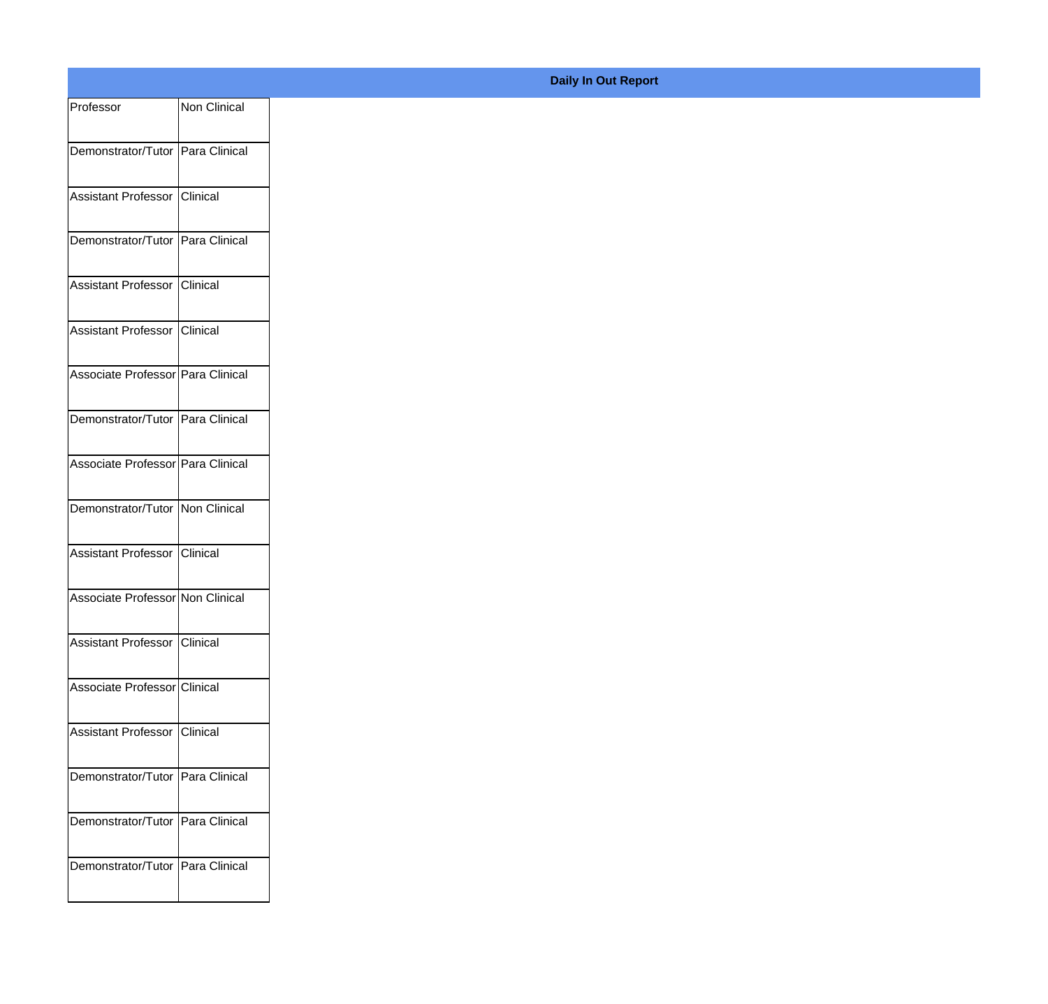**Daily In Out Report**

| | |
|---|---|
| Professor | Non Clinical |
| Demonstrator/Tutor | Para Clinical |
| Assistant Professor | Clinical |
| Demonstrator/Tutor | Para Clinical |
| Assistant Professor | Clinical |
| Assistant Professor | Clinical |
| Associate Professor | Para Clinical |
| Demonstrator/Tutor | Para Clinical |
| Associate Professor | Para Clinical |
| Demonstrator/Tutor | Non Clinical |
| Assistant Professor | Clinical |
| Associate Professor | Non Clinical |
| Assistant Professor | Clinical |
| Associate Professor | Clinical |
| Assistant Professor | Clinical |
| Demonstrator/Tutor | Para Clinical |
| Demonstrator/Tutor | Para Clinical |
| Demonstrator/Tutor | Para Clinical |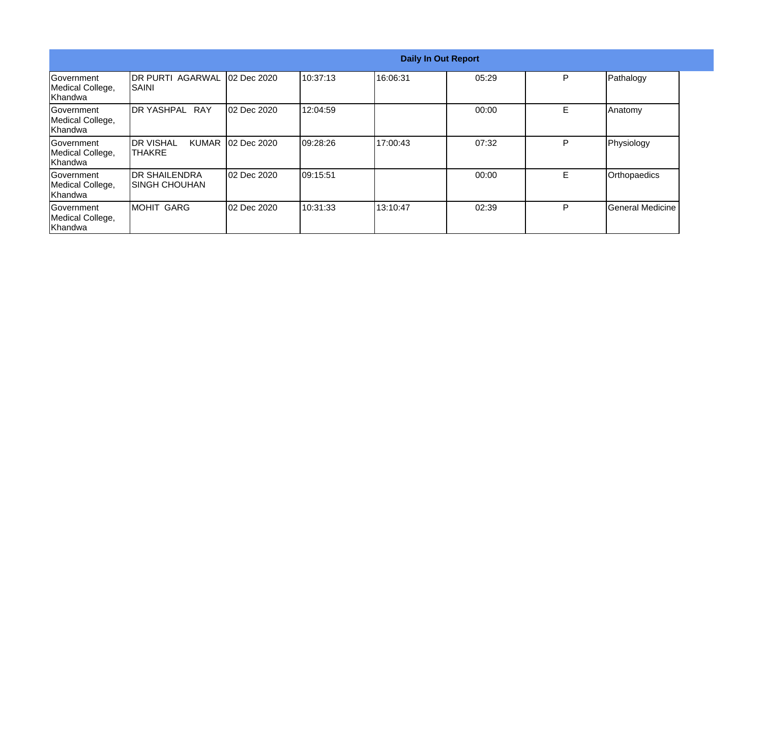| Daily In Out Report | | | | | | | |
|---|---|---|---|---|---|---|---|
| Government Medical College, Khandwa | DR PURTI AGARWAL SAINI | 02 Dec 2020 | 10:37:13 | 16:06:31 | 05:29 | P | Pathalogy |
| Government Medical College, Khandwa | DR YASHPAL RAY | 02 Dec 2020 | 12:04:59 | | 00:00 | E | Anatomy |
| Government Medical College, Khandwa | DR VISHAL KUMAR THAKRE | 02 Dec 2020 | 09:28:26 | 17:00:43 | 07:32 | P | Physiology |
| Government Medical College, Khandwa | DR SHAILENDRA SINGH CHOUHAN | 02 Dec 2020 | 09:15:51 | | 00:00 | E | Orthopaedics |
| Government Medical College, Khandwa | MOHIT GARG | 02 Dec 2020 | 10:31:33 | 13:10:47 | 02:39 | P | General Medicine |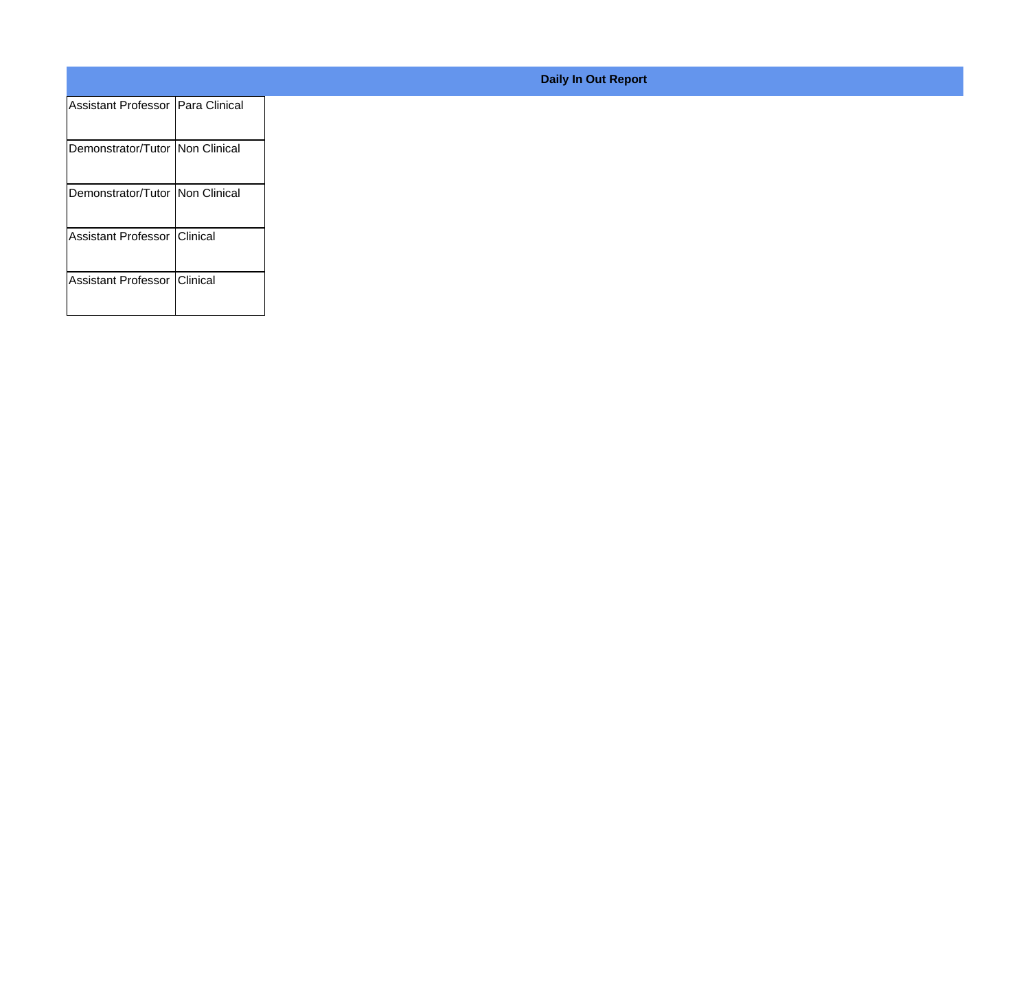**Daily In Out Report**

| | |
|---|---|
| Assistant Professor | Para Clinical |
| Demonstrator/Tutor | Non Clinical |
| Demonstrator/Tutor | Non Clinical |
| Assistant Professor | Clinical |
| Assistant Professor | Clinical |